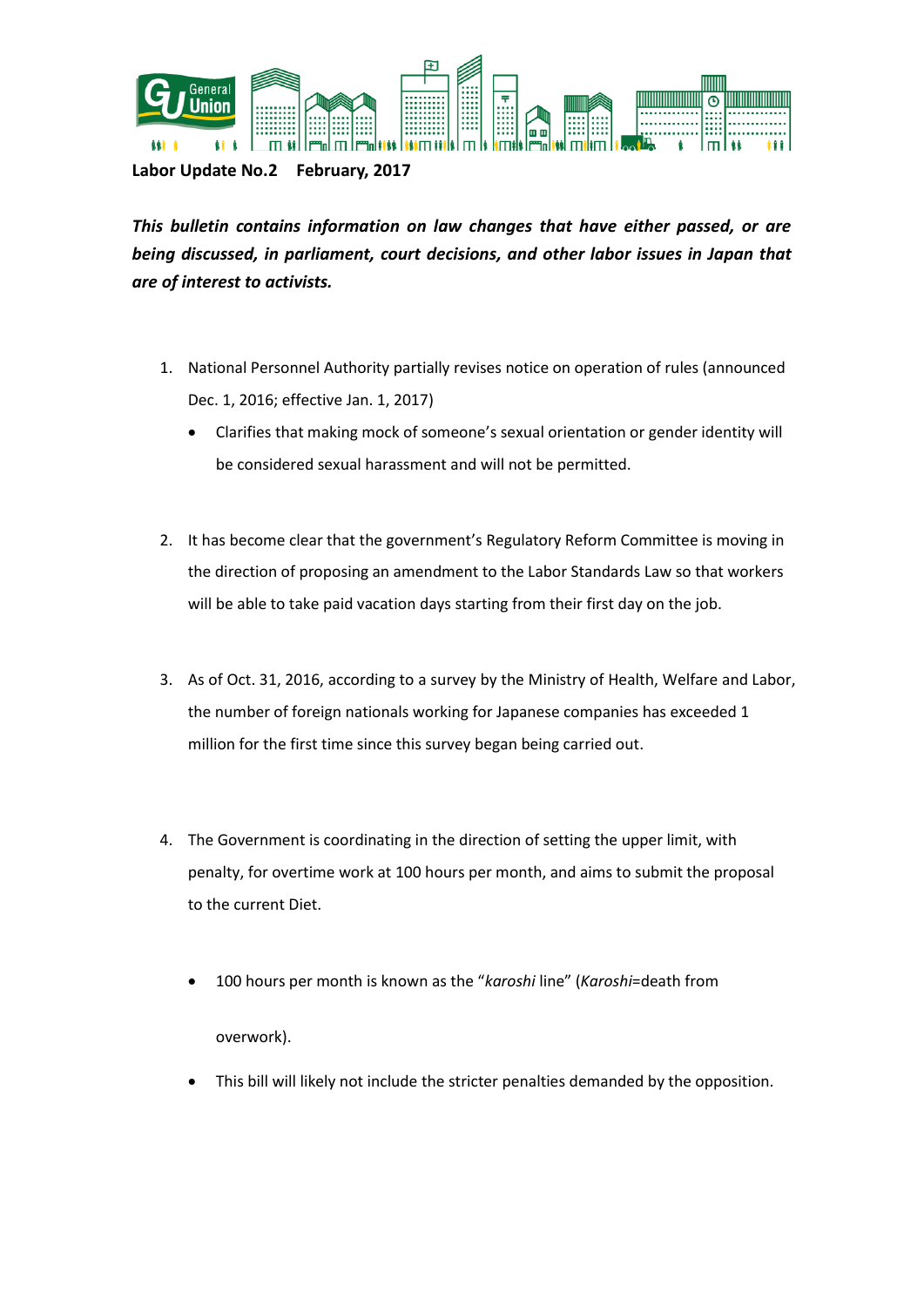**Labor Update No.2 February, 2017**

***This bulletin contains information on law changes that have either passed, or are being discussed, in parliament, court decisions, and other labor issues in Japan that are of interest to activists.***

1. National Personnel Authority partially revises notice on operation of rules (announced Dec. 1, 2016; effective Jan. 1, 2017)
   - Clarifies that making mock of someone's sexual orientation or gender identity will be considered sexual harassment and will not be permitted.

2. It has become clear that the government's Regulatory Reform Committee is moving in the direction of proposing an amendment to the Labor Standards Law so that workers will be able to take paid vacation days starting from their first day on the job.

3. As of Oct. 31, 2016, according to a survey by the Ministry of Health, Welfare and Labor, the number of foreign nationals working for Japanese companies has exceeded 1 million for the first time since this survey began being carried out.

4. The Government is coordinating in the direction of setting the upper limit, with penalty, for overtime work at 100 hours per month, and aims to submit the proposal to the current Diet.
   - 100 hours per month is known as the "*karoshi* line" (*Karoshi*=death from overwork).
   - This bill will likely not include the stricter penalties demanded by the opposition.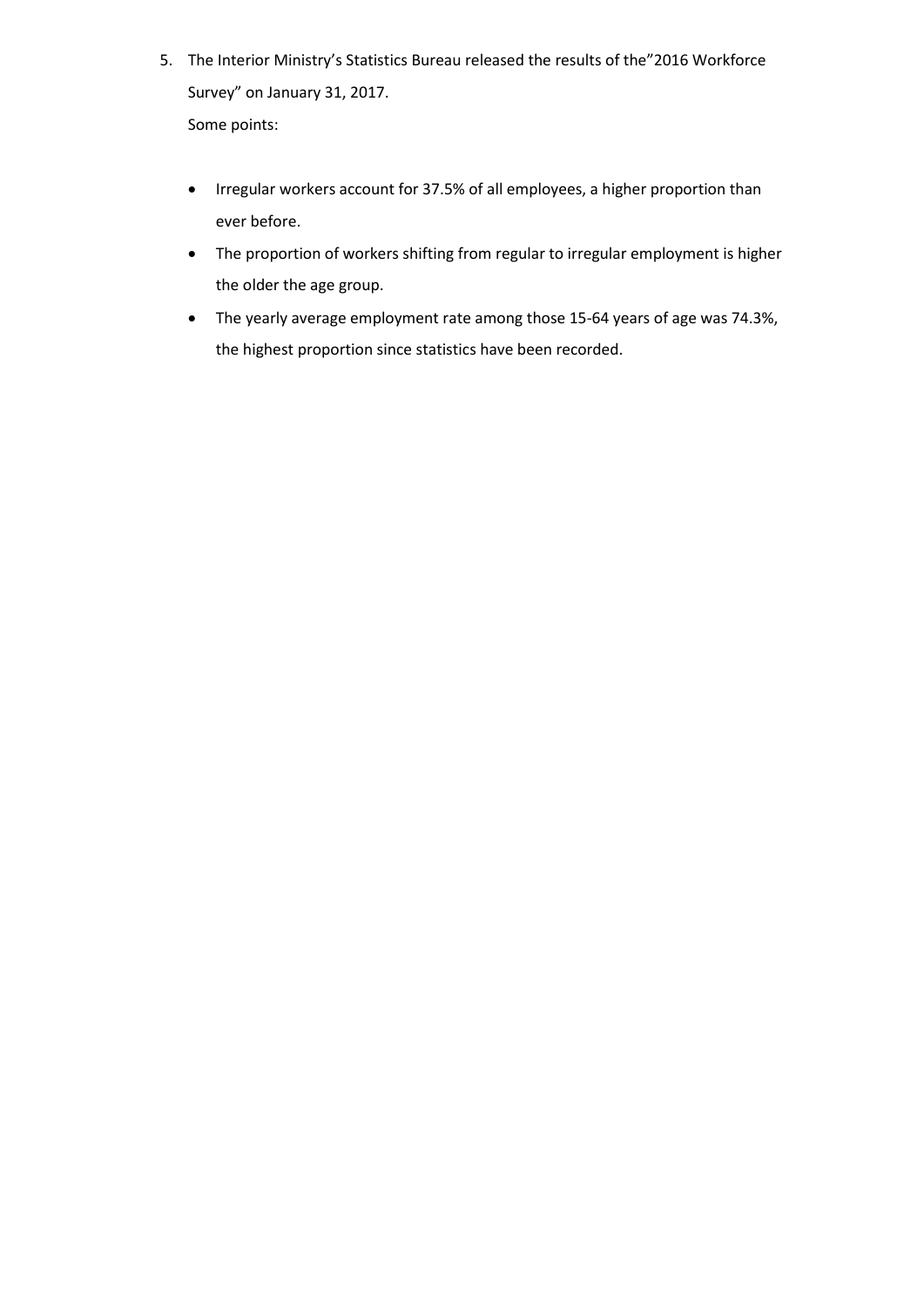5. The Interior Ministry's Statistics Bureau released the results of the"2016 Workforce Survey" on January 31, 2017.

   Some points:

   - Irregular workers account for 37.5% of all employees, a higher proportion than ever before.
   - The proportion of workers shifting from regular to irregular employment is higher the older the age group.
   - The yearly average employment rate among those 15-64 years of age was 74.3%, the highest proportion since statistics have been recorded.